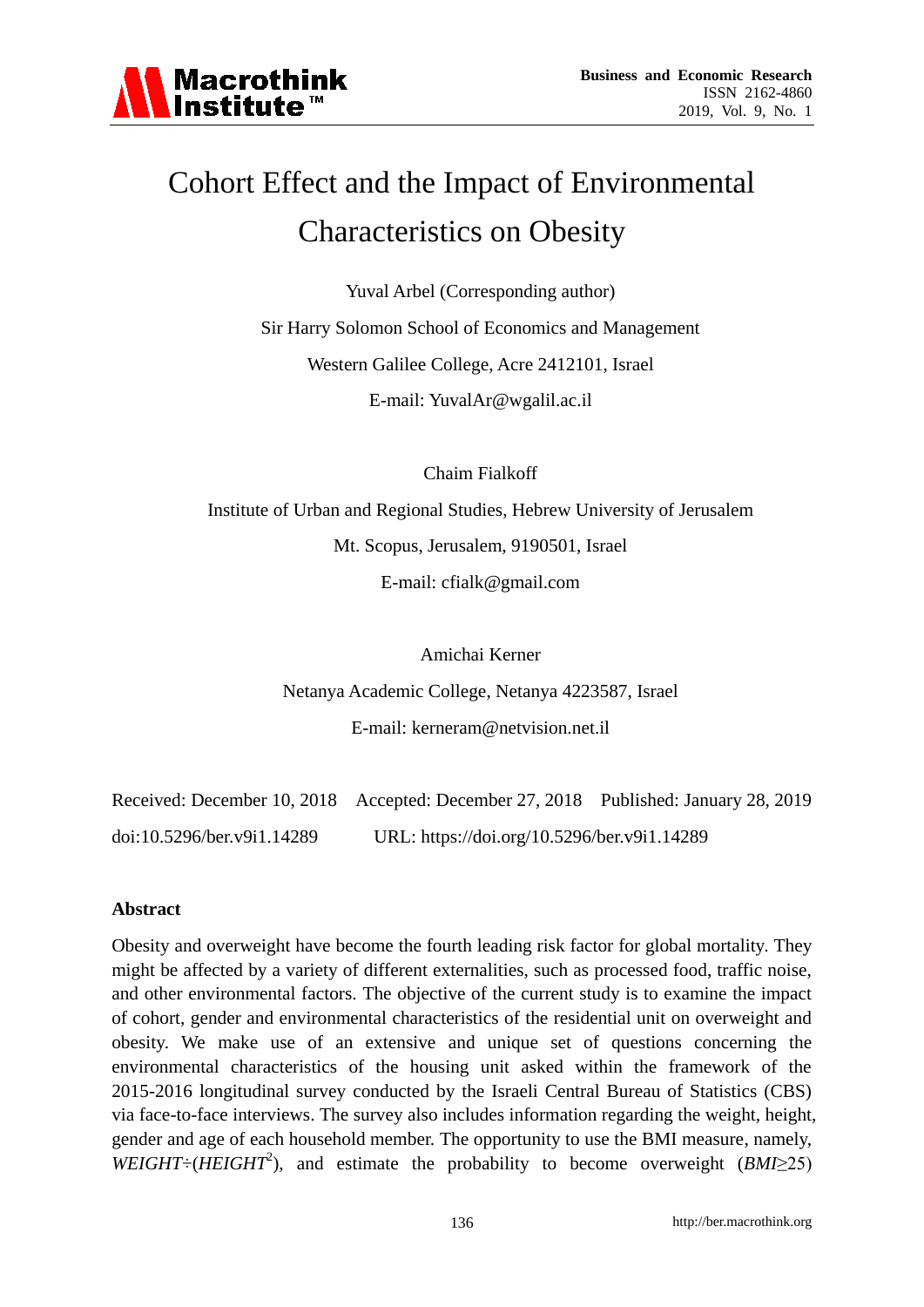# Cohort Effect and the Impact of Environmental Characteristics on Obesity

Yuval Arbel (Corresponding author)

Sir Harry Solomon School of Economics and Management

Western Galilee College, Acre 2412101, Israel

E-mail: YuvalAr@wgalil.ac.il

Chaim Fialkoff

Institute of Urban and Regional Studies, Hebrew University of Jerusalem

Mt. Scopus, Jerusalem, 9190501, Israel

E-mail: cfialk@gmail.com

Amichai Kerner

Netanya Academic College, Netanya 4223587, Israel

E-mail: kerneram@netvision.net.il

Received: December 10, 2018 Accepted: December 27, 2018 Published: January 28, 2019

doi:10.5296/ber.v9i1.14289 URL: https://doi.org/10.5296/ber.v9i1.14289

**Abstract**

Obesity and overweight have become the fourth leading risk factor for global mortality. They might be affected by a variety of different externalities, such as processed food, traffic noise, and other environmental factors. The objective of the current study is to examine the impact of cohort, gender and environmental characteristics of the residential unit on overweight and obesity. We make use of an extensive and unique set of questions concerning the environmental characteristics of the housing unit asked within the framework of the 2015-2016 longitudinal survey conducted by the Israeli Central Bureau of Statistics (CBS) via face-to-face interviews. The survey also includes information regarding the weight, height, gender and age of each household member. The opportunity to use the BMI measure, namely, $WEIGHT \div (HEIGHT^2)$, and estimate the probability to become overweight ($BMI \geq 25$)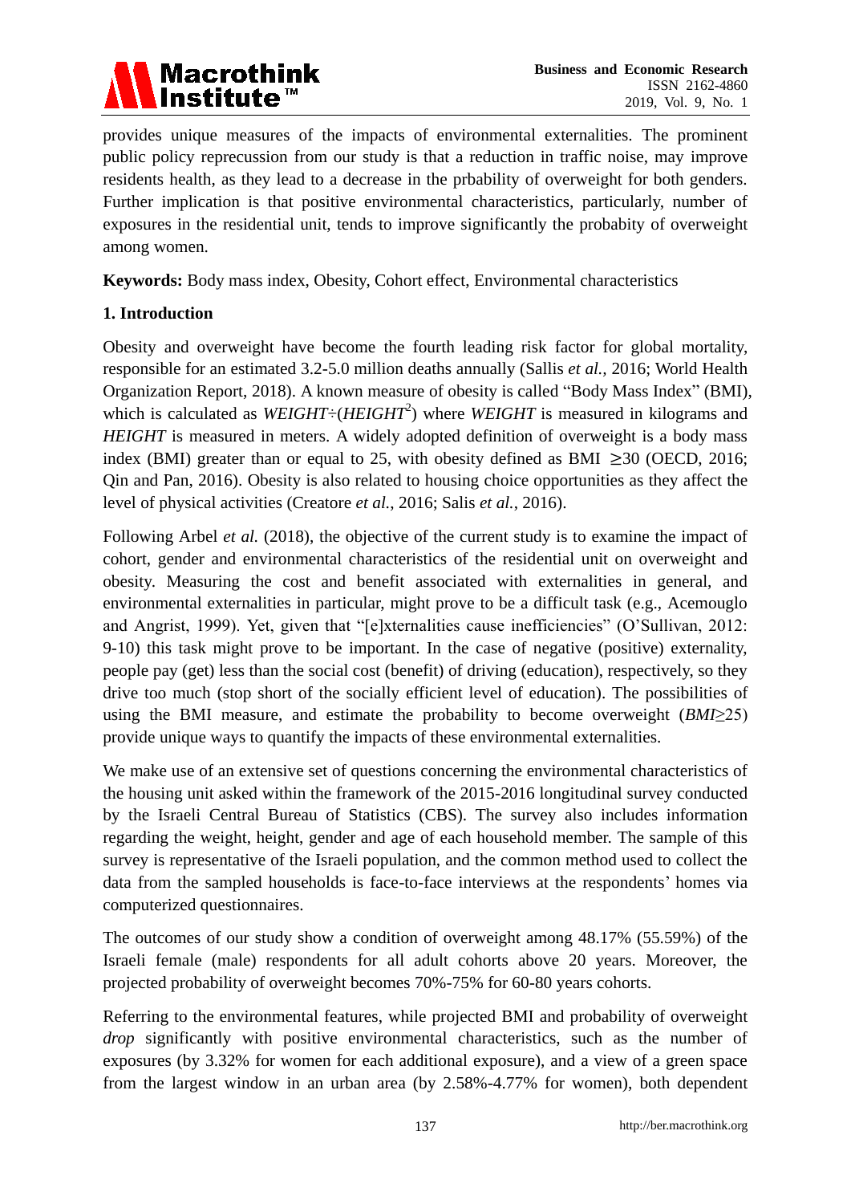provides unique measures of the impacts of environmental externalities. The prominent public policy reprecussion from our study is that a reduction in traffic noise, may improve residents health, as they lead to a decrease in the prbability of overweight for both genders. Further implication is that positive environmental characteristics, particularly, number of exposures in the residential unit, tends to improve significantly the probabity of overweight among women.

**Keywords:** Body mass index, Obesity, Cohort effect, Environmental characteristics

## 1. Introduction

Obesity and overweight have become the fourth leading risk factor for global mortality, responsible for an estimated 3.2-5.0 million deaths annually (Sallis *et al.*, 2016; World Health Organization Report, 2018). A known measure of obesity is called "Body Mass Index" (BMI), which is calculated as $WEIGHT \div (HEIGHT^2)$ where *WEIGHT* is measured in kilograms and *HEIGHT* is measured in meters. A widely adopted definition of overweight is a body mass index (BMI) greater than or equal to 25, with obesity defined as BMI $\geq 30$ (OECD, 2016; Qin and Pan, 2016). Obesity is also related to housing choice opportunities as they affect the level of physical activities (Creatore *et al.*, 2016; Salis *et al.*, 2016).

Following Arbel *et al.* (2018), the objective of the current study is to examine the impact of cohort, gender and environmental characteristics of the residential unit on overweight and obesity. Measuring the cost and benefit associated with externalities in general, and environmental externalities in particular, might prove to be a difficult task (e.g., Acemouglo and Angrist, 1999). Yet, given that "[e]xternalities cause inefficiencies" (O'Sullivan, 2012: 9-10) this task might prove to be important. In the case of negative (positive) externality, people pay (get) less than the social cost (benefit) of driving (education), respectively, so they drive too much (stop short of the socially efficient level of education). The possibilities of using the BMI measure, and estimate the probability to become overweight ($BMI \geq 25$) provide unique ways to quantify the impacts of these environmental externalities.

We make use of an extensive set of questions concerning the environmental characteristics of the housing unit asked within the framework of the 2015-2016 longitudinal survey conducted by the Israeli Central Bureau of Statistics (CBS). The survey also includes information regarding the weight, height, gender and age of each household member. The sample of this survey is representative of the Israeli population, and the common method used to collect the data from the sampled households is face-to-face interviews at the respondents' homes via computerized questionnaires.

The outcomes of our study show a condition of overweight among 48.17% (55.59%) of the Israeli female (male) respondents for all adult cohorts above 20 years. Moreover, the projected probability of overweight becomes 70%-75% for 60-80 years cohorts.

Referring to the environmental features, while projected BMI and probability of overweight *drop* significantly with positive environmental characteristics, such as the number of exposures (by 3.32% for women for each additional exposure), and a view of a green space from the largest window in an urban area (by 2.58%-4.77% for women), both dependent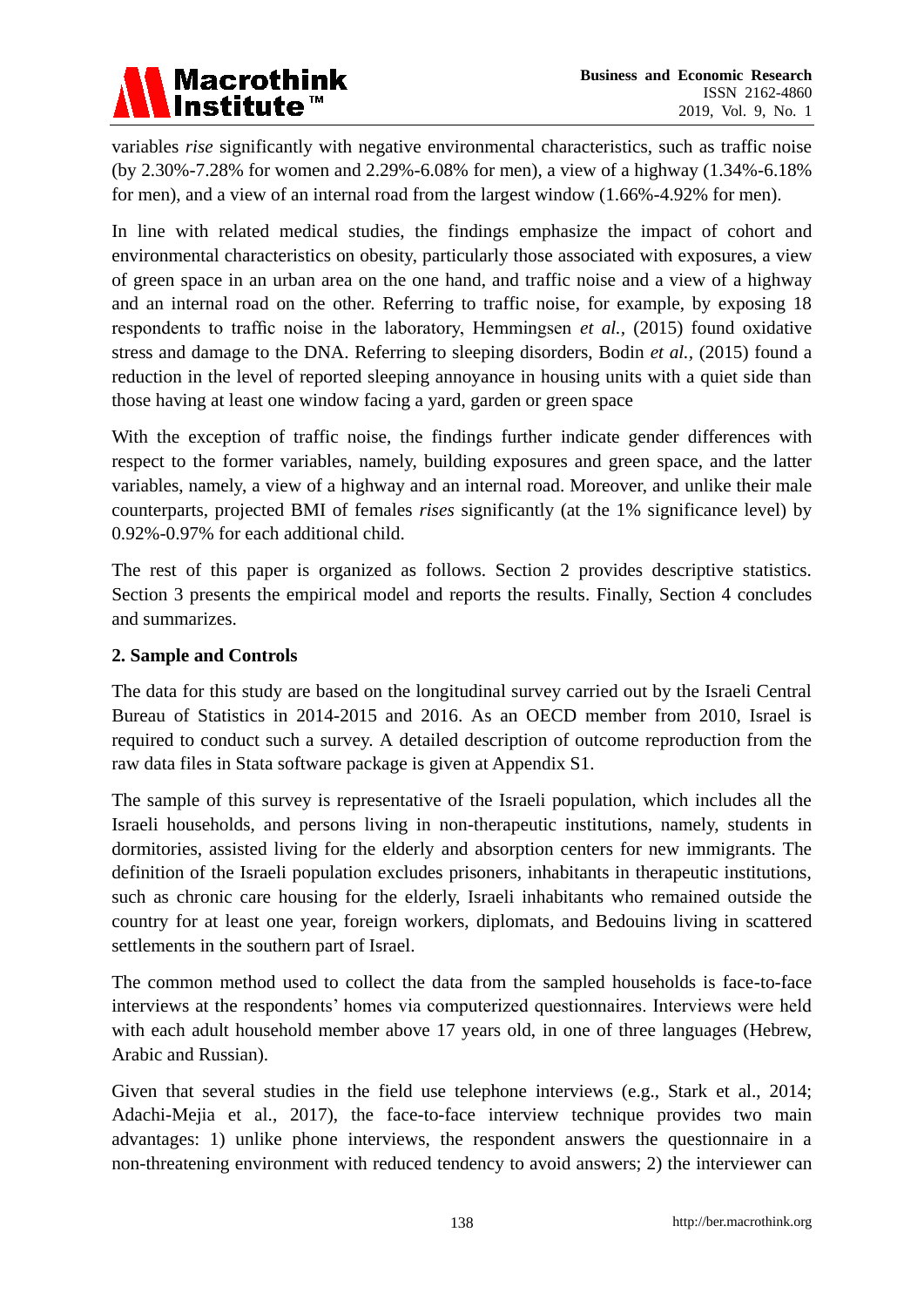variables *rise* significantly with negative environmental characteristics, such as traffic noise (by 2.30%-7.28% for women and 2.29%-6.08% for men), a view of a highway (1.34%-6.18% for men), and a view of an internal road from the largest window (1.66%-4.92% for men).

In line with related medical studies, the findings emphasize the impact of cohort and environmental characteristics on obesity, particularly those associated with exposures, a view of green space in an urban area on the one hand, and traffic noise and a view of a highway and an internal road on the other. Referring to traffic noise, for example, by exposing 18 respondents to traffic noise in the laboratory, Hemmingsen *et al.,* (2015) found oxidative stress and damage to the DNA. Referring to sleeping disorders, Bodin *et al.,* (2015) found a reduction in the level of reported sleeping annoyance in housing units with a quiet side than those having at least one window facing a yard, garden or green space

With the exception of traffic noise, the findings further indicate gender differences with respect to the former variables, namely, building exposures and green space, and the latter variables, namely, a view of a highway and an internal road. Moreover, and unlike their male counterparts, projected BMI of females *rises* significantly (at the 1% significance level) by 0.92%-0.97% for each additional child.

The rest of this paper is organized as follows. Section 2 provides descriptive statistics. Section 3 presents the empirical model and reports the results. Finally, Section 4 concludes and summarizes.

## 2. Sample and Controls

The data for this study are based on the longitudinal survey carried out by the Israeli Central Bureau of Statistics in 2014-2015 and 2016. As an OECD member from 2010, Israel is required to conduct such a survey. A detailed description of outcome reproduction from the raw data files in Stata software package is given at Appendix S1.

The sample of this survey is representative of the Israeli population, which includes all the Israeli households, and persons living in non-therapeutic institutions, namely, students in dormitories, assisted living for the elderly and absorption centers for new immigrants. The definition of the Israeli population excludes prisoners, inhabitants in therapeutic institutions, such as chronic care housing for the elderly, Israeli inhabitants who remained outside the country for at least one year, foreign workers, diplomats, and Bedouins living in scattered settlements in the southern part of Israel.

The common method used to collect the data from the sampled households is face-to-face interviews at the respondents' homes via computerized questionnaires. Interviews were held with each adult household member above 17 years old, in one of three languages (Hebrew, Arabic and Russian).

Given that several studies in the field use telephone interviews (e.g., Stark et al., 2014; Adachi-Mejia et al., 2017), the face-to-face interview technique provides two main advantages: 1) unlike phone interviews, the respondent answers the questionnaire in a non-threatening environment with reduced tendency to avoid answers; 2) the interviewer can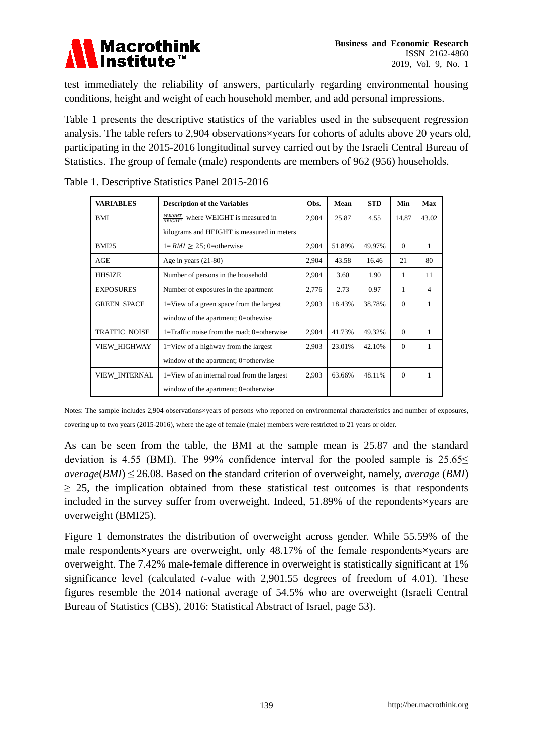test immediately the reliability of answers, particularly regarding environmental housing conditions, height and weight of each household member, and add personal impressions.

Table 1 presents the descriptive statistics of the variables used in the subsequent regression analysis. The table refers to 2,904 observations×years for cohorts of adults above 20 years old, participating in the 2015-2016 longitudinal survey carried out by the Israeli Central Bureau of Statistics. The group of female (male) respondents are members of 962 (956) households.

Table 1. Descriptive Statistics Panel 2015-2016

| VARIABLES | Description of the Variables | Obs. | Mean | STD | Min | Max |
|---|---|---|---|---|---|---|
| BMI | $\frac{WEIGHT}{HEIGHT^2}$ where WEIGHT is measured in kilograms and HEIGHT is measured in meters | 2,904 | 25.87 | 4.55 | 14.87 | 43.02 |
| BMI25 | 1= $BMI \geq 25$; 0=otherwise | 2,904 | 51.89% | 49.97% | 0 | 1 |
| AGE | Age in years (21-80) | 2,904 | 43.58 | 16.46 | 21 | 80 |
| HHSIZE | Number of persons in the household | 2,904 | 3.60 | 1.90 | 1 | 11 |
| EXPOSURES | Number of exposures in the apartment | 2,776 | 2.73 | 0.97 | 1 | 4 |
| GREEN_SPACE | 1=View of a green space from the largest window of the apartment; 0=othewise | 2,903 | 18.43% | 38.78% | 0 | 1 |
| TRAFFIC_NOISE | 1=Traffic noise from the road; 0=otherwise | 2,904 | 41.73% | 49.32% | 0 | 1 |
| VIEW_HIGHWAY | 1=View of a highway from the largest window of the apartment; 0=otherwise | 2,903 | 23.01% | 42.10% | 0 | 1 |
| VIEW_INTERNAL | 1=View of an internal road from the largest window of the apartment; 0=otherwise | 2,903 | 63.66% | 48.11% | 0 | 1 |

Notes: The sample includes 2,904 observations×years of persons who reported on environmental characteristics and number of exposures, covering up to two years (2015-2016), where the age of female (male) members were restricted to 21 years or older.

As can be seen from the table, the BMI at the sample mean is 25.87 and the standard deviation is 4.55 (BMI). The 99% confidence interval for the pooled sample is $25.65 \leq average(BMI) \leq 26.08$. Based on the standard criterion of overweight, namely, $average\ (BMI) \geq 25$, the implication obtained from these statistical test outcomes is that respondents included in the survey suffer from overweight. Indeed, 51.89% of the repondents×years are overweight (BMI25).

Figure 1 demonstrates the distribution of overweight across gender. While 55.59% of the male respondents×years are overweight, only 48.17% of the female respondents×years are overweight. The 7.42% male-female difference in overweight is statistically significant at 1% significance level (calculated $t$-value with 2,901.55 degrees of freedom of 4.01). These figures resemble the 2014 national average of 54.5% who are overweight (Israeli Central Bureau of Statistics (CBS), 2016: Statistical Abstract of Israel, page 53).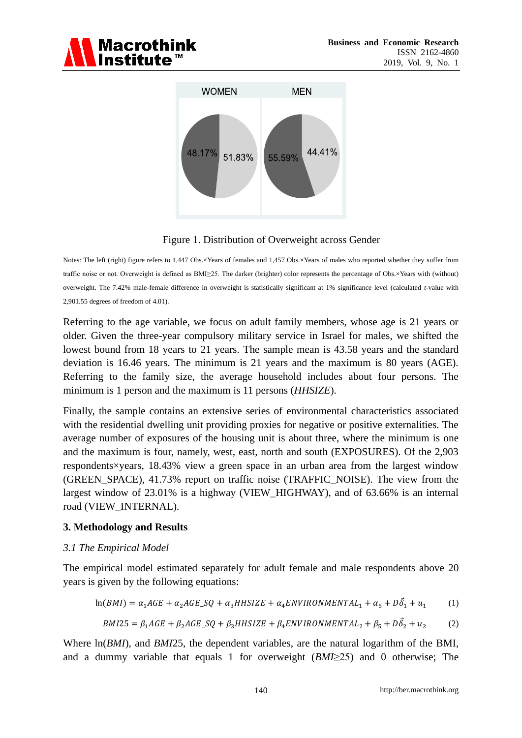Figure 1. Distribution of Overweight across Gender

Notes: The left (right) figure refers to 1,447 Obs.×Years of females and 1,457 Obs.×Years of males who reported whether they suffer from traffic noise or not. Overweight is defined as BMI≥25. The darker (brighter) color represents the percentage of Obs.×Years with (without) overweight. The 7.42% male-female difference in overweight is statistically significant at 1% significance level (calculated *t*-value with 2,901.55 degrees of freedom of 4.01).

Referring to the age variable, we focus on adult family members, whose age is 21 years or older. Given the three-year compulsory military service in Israel for males, we shifted the lowest bound from 18 years to 21 years. The sample mean is 43.58 years and the standard deviation is 16.46 years. The minimum is 21 years and the maximum is 80 years (AGE). Referring to the family size, the average household includes about four persons. The minimum is 1 person and the maximum is 11 persons (*HHSIZE*).

Finally, the sample contains an extensive series of environmental characteristics associated with the residential dwelling unit providing proxies for negative or positive externalities. The average number of exposures of the housing unit is about three, where the minimum is one and the maximum is four, namely, west, east, north and south (EXPOSURES). Of the 2,903 respondents×years, 18.43% view a green space in an urban area from the largest window (GREEN_SPACE), 41.73% report on traffic noise (TRAFFIC_NOISE). The view from the largest window of 23.01% is a highway (VIEW_HIGHWAY), and of 63.66% is an internal road (VIEW_INTERNAL).

## 3. Methodology and Results

### *3.1 The Empirical Model*

The empirical model estimated separately for adult female and male respondents above 20 years is given by the following equations:

$$\ln(BMI) = \alpha_1 AGE + \alpha_2 AGE\_SQ + \alpha_3 HHSIZE + \alpha_4 ENVIRONMENTAL_1 + \alpha_5 + D\vec{\delta}_1 + u_1 \tag{1}$$

$$BMI25 = \beta_1 AGE + \beta_2 AGE\_SQ + \beta_3 HHSIZE + \beta_4 ENVIRONMENTAL_2 + \beta_5 + D\vec{\delta}_2 + u_2 \tag{2}$$

Where ln(*BMI*), and *BMI*25, the dependent variables, are the natural logarithm of the BMI, and a dummy variable that equals 1 for overweight (*BMI*≥25) and 0 otherwise; The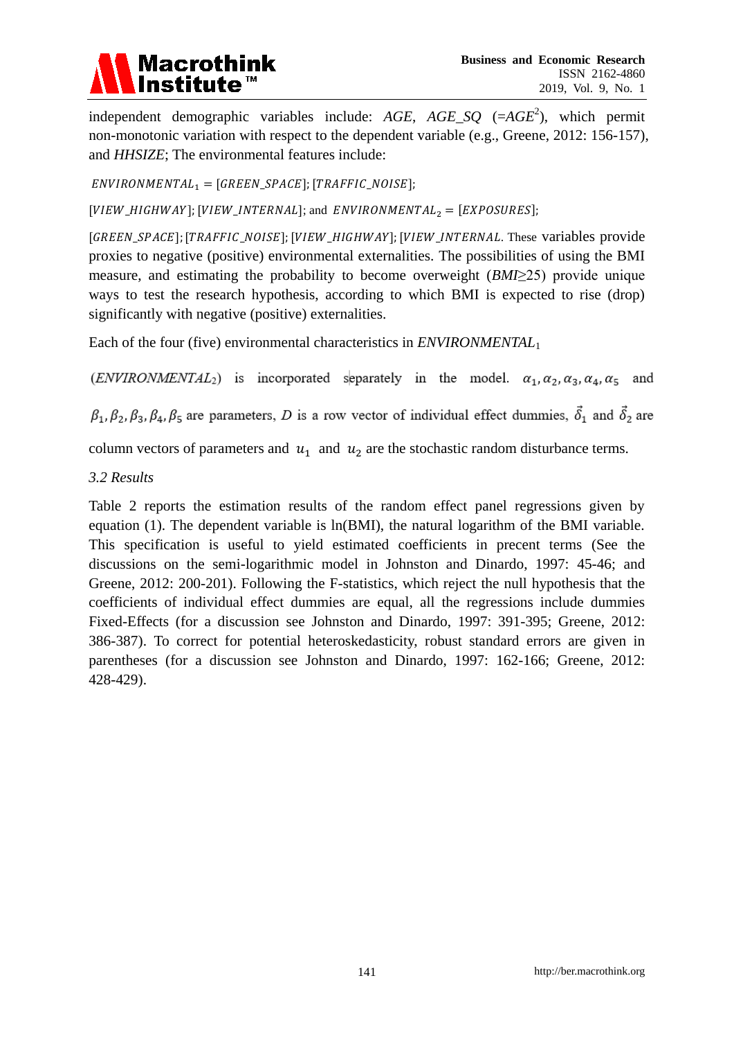independent demographic variables include: *AGE*, *AGE_SQ* (=$AGE^2$), which permit non-monotonic variation with respect to the dependent variable (e.g., Greene, 2012: 156-157), and *HHSIZE*; The environmental features include:

$ENVIRONMENTAL_1 = [GREEN\_SPACE]; [TRAFFIC\_NOISE];$

$[VIEW\_HIGHWAY]; [VIEW\_INTERNAL]$; and $ENVIRONMENTAL_2 = [EXPOSURES];$

$[GREEN\_SPACE]; [TRAFFIC\_NOISE]; [VIEW\_HIGHWAY]; [VIEW\_INTERNAL.$ These variables provide proxies to negative (positive) environmental externalities. The possibilities of using the BMI measure, and estimating the probability to become overweight (*BMI*≥25) provide unique ways to test the research hypothesis, according to which BMI is expected to rise (drop) significantly with negative (positive) externalities.

Each of the four (five) environmental characteristics in $ENVIRONMENTAL_1$

($ENVIRONMENTAL_2$) is incorporated separately in the model. $\alpha_1, \alpha_2, \alpha_3, \alpha_4, \alpha_5$ and

$\beta_1, \beta_2, \beta_3, \beta_4, \beta_5$ are parameters, $D$ is a row vector of individual effect dummies, $\vec{\delta}_1$ and $\vec{\delta}_2$ are

column vectors of parameters and $u_1$ and $u_2$ are the stochastic random disturbance terms.

### *3.2 Results*

Table 2 reports the estimation results of the random effect panel regressions given by equation (1). The dependent variable is ln(BMI), the natural logarithm of the BMI variable. This specification is useful to yield estimated coefficients in precent terms (See the discussions on the semi-logarithmic model in Johnston and Dinardo, 1997: 45-46; and Greene, 2012: 200-201). Following the F-statistics, which reject the null hypothesis that the coefficients of individual effect dummies are equal, all the regressions include dummies Fixed-Effects (for a discussion see Johnston and Dinardo, 1997: 391-395; Greene, 2012: 386-387). To correct for potential heteroskedasticity, robust standard errors are given in parentheses (for a discussion see Johnston and Dinardo, 1997: 162-166; Greene, 2012: 428-429).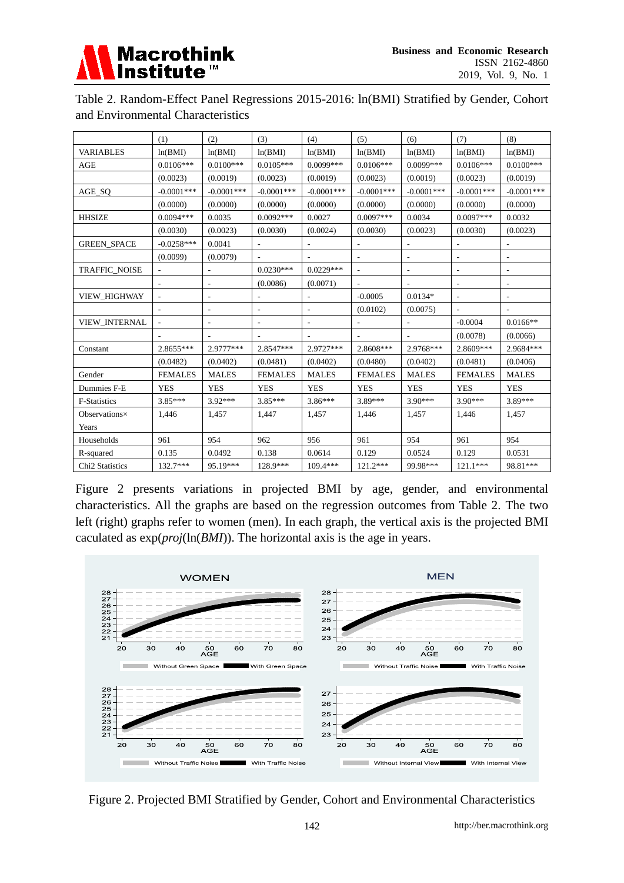Table 2. Random-Effect Panel Regressions 2015-2016: ln(BMI) Stratified by Gender, Cohort and Environmental Characteristics

| | (1) | (2) | (3) | (4) | (5) | (6) | (7) | (8) |
|---|---|---|---|---|---|---|---|---|
| VARIABLES | ln(BMI) | ln(BMI) | ln(BMI) | ln(BMI) | ln(BMI) | ln(BMI) | ln(BMI) | ln(BMI) |
| AGE | 0.0106*** | 0.0100*** | 0.0105*** | 0.0099*** | 0.0106*** | 0.0099*** | 0.0106*** | 0.0100*** |
| | (0.0023) | (0.0019) | (0.0023) | (0.0019) | (0.0023) | (0.0019) | (0.0023) | (0.0019) |
| AGE_SQ | -0.0001*** | -0.0001*** | -0.0001*** | -0.0001*** | -0.0001*** | -0.0001*** | -0.0001*** | -0.0001*** |
| | (0.0000) | (0.0000) | (0.0000) | (0.0000) | (0.0000) | (0.0000) | (0.0000) | (0.0000) |
| HHSIZE | 0.0094*** | 0.0035 | 0.0092*** | 0.0027 | 0.0097*** | 0.0034 | 0.0097*** | 0.0032 |
| | (0.0030) | (0.0023) | (0.0030) | (0.0024) | (0.0030) | (0.0023) | (0.0030) | (0.0023) |
| GREEN_SPACE | -0.0258*** | 0.0041 | - | - | - | - | - | - |
| | (0.0099) | (0.0079) | - | - | - | - | - | - |
| TRAFFIC_NOISE | - | - | 0.0230*** | 0.0229*** | - | - | - | - |
| | - | - | (0.0086) | (0.0071) | - | - | - | - |
| VIEW_HIGHWAY | - | - | - | - | -0.0005 | 0.0134* | - | - |
| | - | - | - | - | (0.0102) | (0.0075) | - | - |
| VIEW_INTERNAL | - | - | - | - | - | - | -0.0004 | 0.0166** |
| | - | - | - | - | - | - | (0.0078) | (0.0066) |
| Constant | 2.8655*** | 2.9777*** | 2.8547*** | 2.9727*** | 2.8608*** | 2.9768*** | 2.8609*** | 2.9684*** |
| | (0.0482) | (0.0402) | (0.0481) | (0.0402) | (0.0480) | (0.0402) | (0.0481) | (0.0406) |
| Gender | FEMALES | MALES | FEMALES | MALES | FEMALES | MALES | FEMALES | MALES |
| Dummies F-E | YES | YES | YES | YES | YES | YES | YES | YES |
| F-Statistics | 3.85*** | 3.92*** | 3.85*** | 3.86*** | 3.89*** | 3.90*** | 3.90*** | 3.89*** |
| Observations× Years | 1,446 | 1,457 | 1,447 | 1,457 | 1,446 | 1,457 | 1,446 | 1,457 |
| Households | 961 | 954 | 962 | 956 | 961 | 954 | 961 | 954 |
| R-squared | 0.135 | 0.0492 | 0.138 | 0.0614 | 0.129 | 0.0524 | 0.129 | 0.0531 |
| Chi2 Statistics | 132.7*** | 95.19*** | 128.9*** | 109.4*** | 121.2*** | 99.98*** | 121.1*** | 98.81*** |

Figure 2 presents variations in projected BMI by age, gender, and environmental characteristics. All the graphs are based on the regression outcomes from Table 2. The two left (right) graphs refer to women (men). In each graph, the vertical axis is the projected BMI caculated as exp(*proj*(ln(*BMI*)). The horizontal axis is the age in years.

Figure 2. Projected BMI Stratified by Gender, Cohort and Environmental Characteristics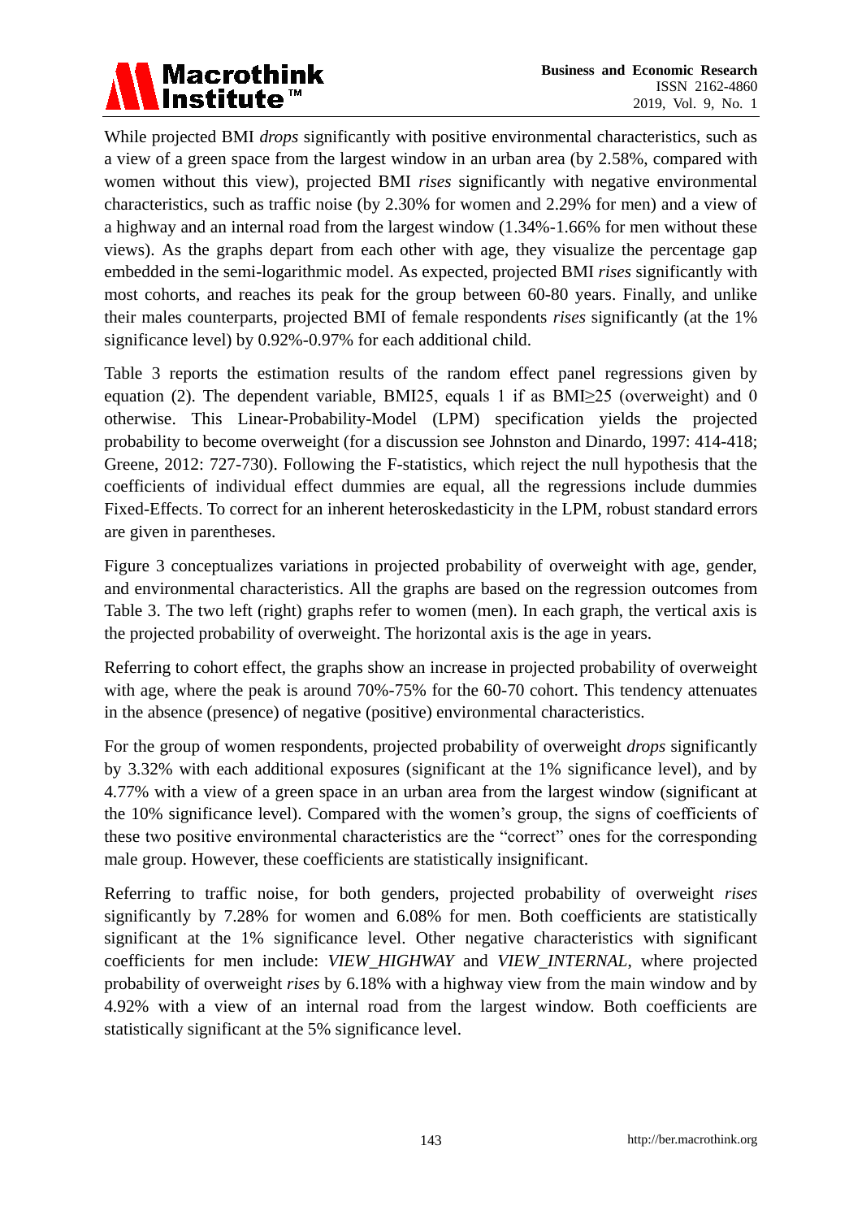While projected BMI *drops* significantly with positive environmental characteristics, such as a view of a green space from the largest window in an urban area (by 2.58%, compared with women without this view), projected BMI *rises* significantly with negative environmental characteristics, such as traffic noise (by 2.30% for women and 2.29% for men) and a view of a highway and an internal road from the largest window (1.34%-1.66% for men without these views). As the graphs depart from each other with age, they visualize the percentage gap embedded in the semi-logarithmic model. As expected, projected BMI *rises* significantly with most cohorts, and reaches its peak for the group between 60-80 years. Finally, and unlike their males counterparts, projected BMI of female respondents *rises* significantly (at the 1% significance level) by 0.92%-0.97% for each additional child.

Table 3 reports the estimation results of the random effect panel regressions given by equation (2). The dependent variable, BMI25, equals 1 if as BMI≥25 (overweight) and 0 otherwise. This Linear-Probability-Model (LPM) specification yields the projected probability to become overweight (for a discussion see Johnston and Dinardo, 1997: 414-418; Greene, 2012: 727-730). Following the F-statistics, which reject the null hypothesis that the coefficients of individual effect dummies are equal, all the regressions include dummies Fixed-Effects. To correct for an inherent heteroskedasticity in the LPM, robust standard errors are given in parentheses.

Figure 3 conceptualizes variations in projected probability of overweight with age, gender, and environmental characteristics. All the graphs are based on the regression outcomes from Table 3. The two left (right) graphs refer to women (men). In each graph, the vertical axis is the projected probability of overweight. The horizontal axis is the age in years.

Referring to cohort effect, the graphs show an increase in projected probability of overweight with age, where the peak is around 70%-75% for the 60-70 cohort. This tendency attenuates in the absence (presence) of negative (positive) environmental characteristics.

For the group of women respondents, projected probability of overweight *drops* significantly by 3.32% with each additional exposures (significant at the 1% significance level), and by 4.77% with a view of a green space in an urban area from the largest window (significant at the 10% significance level). Compared with the women's group, the signs of coefficients of these two positive environmental characteristics are the "correct" ones for the corresponding male group. However, these coefficients are statistically insignificant.

Referring to traffic noise, for both genders, projected probability of overweight *rises* significantly by 7.28% for women and 6.08% for men. Both coefficients are statistically significant at the 1% significance level. Other negative characteristics with significant coefficients for men include: *VIEW_HIGHWAY* and *VIEW_INTERNAL*, where projected probability of overweight *rises* by 6.18% with a highway view from the main window and by 4.92% with a view of an internal road from the largest window. Both coefficients are statistically significant at the 5% significance level.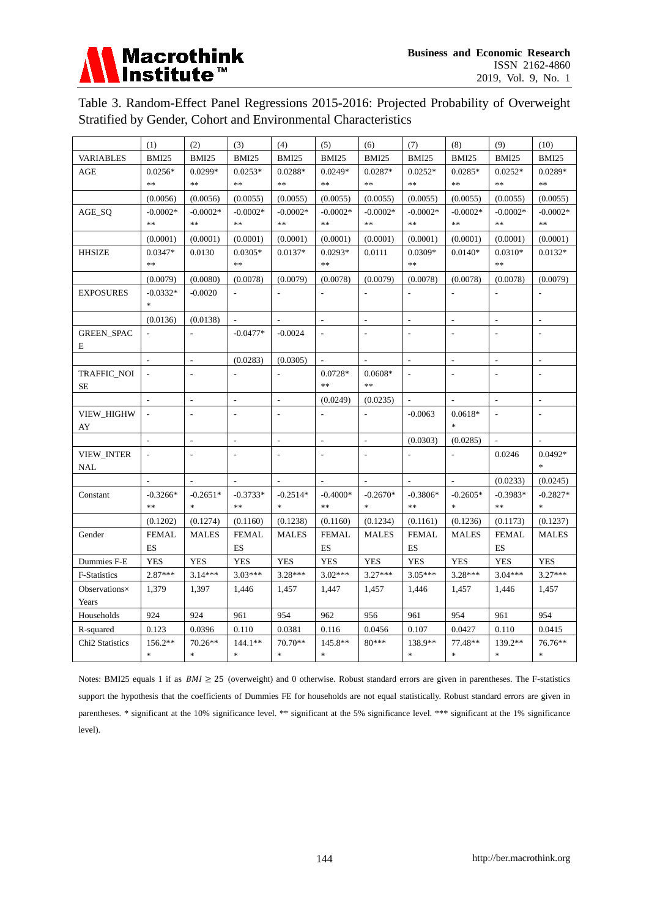Table 3. Random-Effect Panel Regressions 2015-2016: Projected Probability of Overweight Stratified by Gender, Cohort and Environmental Characteristics

| | (1) | (2) | (3) | (4) | (5) | (6) | (7) | (8) | (9) | (10) |
|---|---|---|---|---|---|---|---|---|---|---|
| VARIABLES | BMI25 | BMI25 | BMI25 | BMI25 | BMI25 | BMI25 | BMI25 | BMI25 | BMI25 | BMI25 |
| AGE | 0.0256*** | 0.0299*** | 0.0253*** | 0.0288*** | 0.0249*** | 0.0287*** | 0.0252*** | 0.0285*** | 0.0252*** | 0.0289*** |
| | (0.0056) | (0.0056) | (0.0055) | (0.0055) | (0.0055) | (0.0055) | (0.0055) | (0.0055) | (0.0055) | (0.0055) |
| AGE_SQ | -0.0002*** | -0.0002*** | -0.0002*** | -0.0002*** | -0.0002*** | -0.0002*** | -0.0002*** | -0.0002*** | -0.0002*** | -0.0002*** |
| | (0.0001) | (0.0001) | (0.0001) | (0.0001) | (0.0001) | (0.0001) | (0.0001) | (0.0001) | (0.0001) | (0.0001) |
| HHSIZE | 0.0347*** | 0.0130 | 0.0305*** | 0.0137* | 0.0293*** | 0.0111 | 0.0309*** | 0.0140* | 0.0310*** | 0.0132* |
| | (0.0079) | (0.0080) | (0.0078) | (0.0079) | (0.0078) | (0.0079) | (0.0078) | (0.0078) | (0.0078) | (0.0079) |
| EXPOSURES | -0.0332** | -0.0020 | - | - | - | - | - | - | - | - |
| | (0.0136) | (0.0138) | - | - | - | - | - | - | - | - |
| GREEN_SPACE | - | - | -0.0477* | -0.0024 | - | - | - | - | - | - |
| | - | - | (0.0283) | (0.0305) | - | - | - | - | - | - |
| TRAFFIC_NOISE | - | - | - | - | 0.0728*** | 0.0608*** | - | - | - | - |
| | - | - | - | - | (0.0249) | (0.0235) | - | - | - | - |
| VIEW_HIGHWAY | - | - | - | - | - | - | -0.0063 | 0.0618** | - | - |
| | - | - | - | - | - | - | (0.0303) | (0.0285) | - | - |
| VIEW_INTERNAL | - | - | - | - | - | - | - | - | 0.0246 | 0.0492** |
| | - | - | - | - | - | - | - | - | (0.0233) | (0.0245) |
| Constant | -0.3266*** | -0.2651** | -0.3733*** | -0.2514** | -0.4000*** | -0.2670** | -0.3806*** | -0.2605** | -0.3983*** | -0.2827** |
| | (0.1202) | (0.1274) | (0.1160) | (0.1238) | (0.1160) | (0.1234) | (0.1161) | (0.1236) | (0.1173) | (0.1237) |
| Gender | FEMALES | MALES | FEMALES | MALES | FEMALES | MALES | FEMALES | MALES | FEMALES | MALES |
| Dummies F-E | YES | YES | YES | YES | YES | YES | YES | YES | YES | YES |
| F-Statistics | 2.87*** | 3.14*** | 3.03*** | 3.28*** | 3.02*** | 3.27*** | 3.05*** | 3.28*** | 3.04*** | 3.27*** |
| Observations× Years | 1,379 | 1,397 | 1,446 | 1,457 | 1,447 | 1,457 | 1,446 | 1,457 | 1,446 | 1,457 |
| Households | 924 | 924 | 961 | 954 | 962 | 956 | 961 | 954 | 961 | 954 |
| R-squared | 0.123 | 0.0396 | 0.110 | 0.0381 | 0.116 | 0.0456 | 0.107 | 0.0427 | 0.110 | 0.0415 |
| Chi2 Statistics | 156.2*** | 70.26*** | 144.1*** | 70.70*** | 145.8*** | 80*** | 138.9*** | 77.48*** | 139.2*** | 76.76*** |

Notes: BMI25 equals 1 if as $BMI \geq 25$ (overweight) and 0 otherwise. Robust standard errors are given in parentheses. The F-statistics support the hypothesis that the coefficients of Dummies FE for households are not equal statistically. Robust standard errors are given in parentheses. * significant at the 10% significance level. ** significant at the 5% significance level. *** significant at the 1% significance level).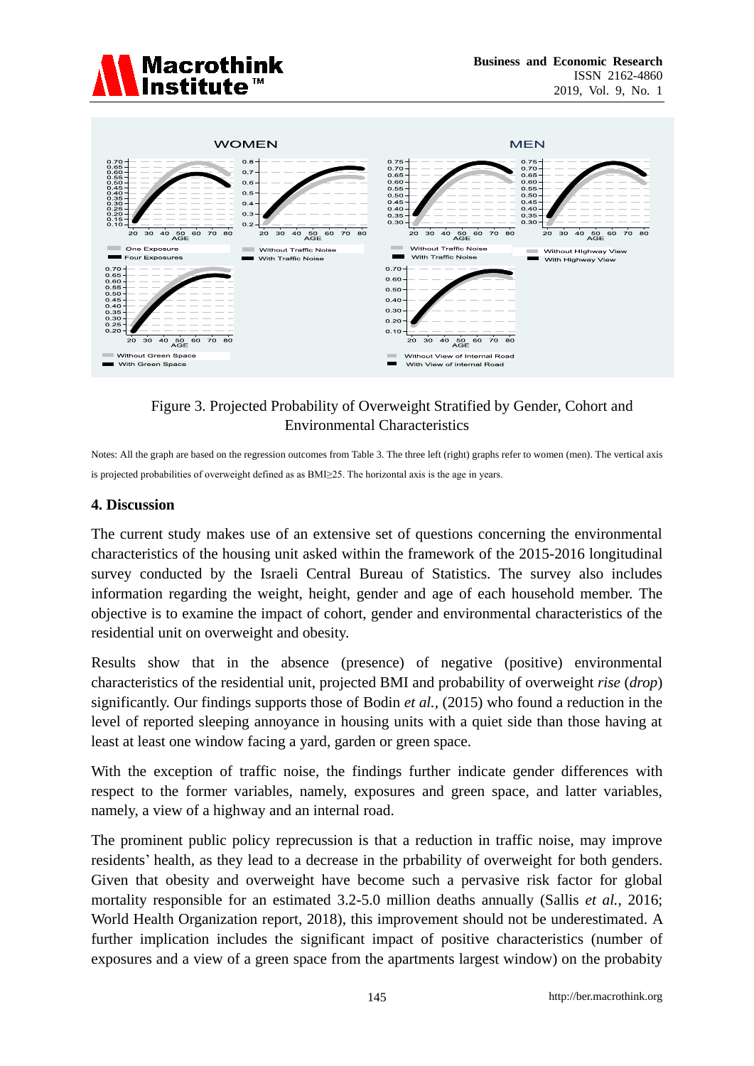Figure 3. Projected Probability of Overweight Stratified by Gender, Cohort and Environmental Characteristics

Notes: All the graph are based on the regression outcomes from Table 3. The three left (right) graphs refer to women (men). The vertical axis is projected probabilities of overweight defined as as BMI≥25. The horizontal axis is the age in years.

## 4. Discussion

The current study makes use of an extensive set of questions concerning the environmental characteristics of the housing unit asked within the framework of the 2015-2016 longitudinal survey conducted by the Israeli Central Bureau of Statistics. The survey also includes information regarding the weight, height, gender and age of each household member. The objective is to examine the impact of cohort, gender and environmental characteristics of the residential unit on overweight and obesity.

Results show that in the absence (presence) of negative (positive) environmental characteristics of the residential unit, projected BMI and probability of overweight *rise* (*drop*) significantly. Our findings supports those of Bodin *et al.*, (2015) who found a reduction in the level of reported sleeping annoyance in housing units with a quiet side than those having at least at least one window facing a yard, garden or green space.

With the exception of traffic noise, the findings further indicate gender differences with respect to the former variables, namely, exposures and green space, and latter variables, namely, a view of a highway and an internal road.

The prominent public policy reprecussion is that a reduction in traffic noise, may improve residents' health, as they lead to a decrease in the prbability of overweight for both genders. Given that obesity and overweight have become such a pervasive risk factor for global mortality responsible for an estimated 3.2-5.0 million deaths annually (Sallis *et al.*, 2016; World Health Organization report, 2018), this improvement should not be underestimated. A further implication includes the significant impact of positive characteristics (number of exposures and a view of a green space from the apartments largest window) on the probabity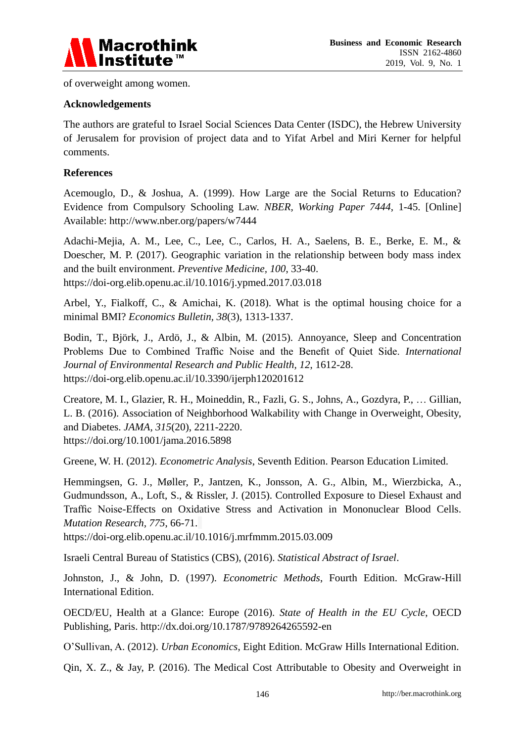of overweight among women.

## Acknowledgements

The authors are grateful to Israel Social Sciences Data Center (ISDC), the Hebrew University of Jerusalem for provision of project data and to Yifat Arbel and Miri Kerner for helpful comments.

## References

Acemouglo, D., & Joshua, A. (1999). How Large are the Social Returns to Education? Evidence from Compulsory Schooling Law. *NBER, Working Paper 7444*, 1-45. [Online] Available: http://www.nber.org/papers/w7444

Adachi-Mejia, A. M., Lee, C., Lee, C., Carlos, H. A., Saelens, B. E., Berke, E. M., & Doescher, M. P. (2017). Geographic variation in the relationship between body mass index and the built environment. *Preventive Medicine, 100*, 33-40. https://doi-org.elib.openu.ac.il/10.1016/j.ypmed.2017.03.018

Arbel, Y., Fialkoff, C., & Amichai, K. (2018). What is the optimal housing choice for a minimal BMI? *Economics Bulletin, 38*(3), 1313-1337.

Bodin, T., Björk, J., Ardö, J., & Albin, M. (2015). Annoyance, Sleep and Concentration Problems Due to Combined Traffic Noise and the Benefit of Quiet Side. *International Journal of Environmental Research and Public Health, 12*, 1612-28. https://doi-org.elib.openu.ac.il/10.3390/ijerph120201612

Creatore, M. I., Glazier, R. H., Moineddin, R., Fazli, G. S., Johns, A., Gozdyra, P., … Gillian, L. B. (2016). Association of Neighborhood Walkability with Change in Overweight, Obesity, and Diabetes. *JAMA, 315*(20), 2211-2220. https://doi.org/10.1001/jama.2016.5898

Greene, W. H. (2012). *Econometric Analysis*, Seventh Edition. Pearson Education Limited.

Hemmingsen, G. J., Møller, P., Jantzen, K., Jonsson, A. G., Albin, M., Wierzbicka, A., Gudmundsson, A., Loft, S., & Rissler, J. (2015). Controlled Exposure to Diesel Exhaust and Traffic Noise-Effects on Oxidative Stress and Activation in Mononuclear Blood Cells. *Mutation Research, 775*, 66-71. https://doi-org.elib.openu.ac.il/10.1016/j.mrfmmm.2015.03.009

Israeli Central Bureau of Statistics (CBS), (2016). *Statistical Abstract of Israel*.

Johnston, J., & John, D. (1997). *Econometric Methods*, Fourth Edition. McGraw-Hill International Edition.

OECD/EU, Health at a Glance: Europe (2016). *State of Health in the EU Cycle*, OECD Publishing, Paris. http://dx.doi.org/10.1787/9789264265592-en

O'Sullivan, A. (2012). *Urban Economics*, Eight Edition. McGraw Hills International Edition.

Qin, X. Z., & Jay, P. (2016). The Medical Cost Attributable to Obesity and Overweight in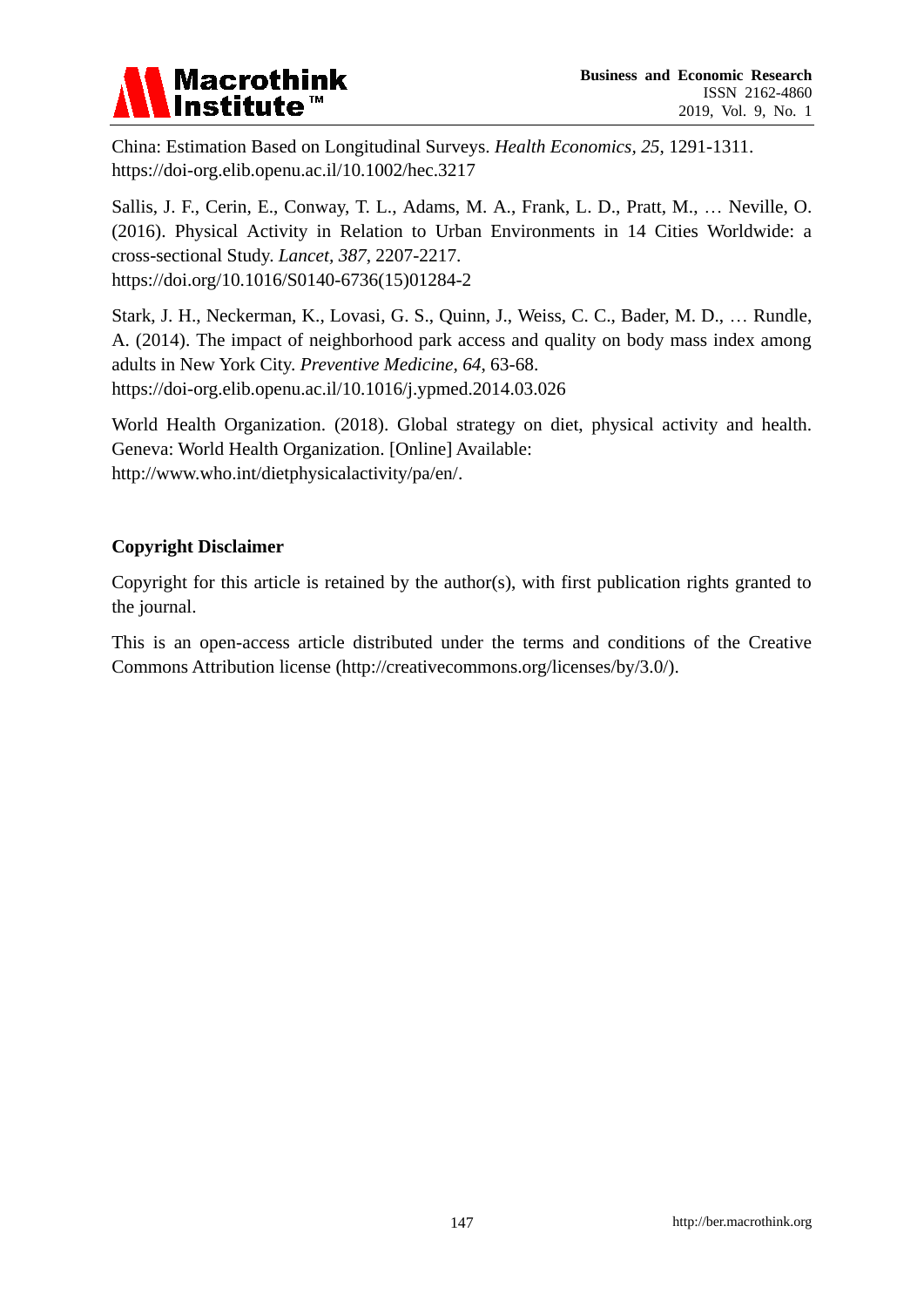China: Estimation Based on Longitudinal Surveys. *Health Economics*, *25*, 1291-1311. https://doi-org.elib.openu.ac.il/10.1002/hec.3217

Sallis, J. F., Cerin, E., Conway, T. L., Adams, M. A., Frank, L. D., Pratt, M., … Neville, O. (2016). Physical Activity in Relation to Urban Environments in 14 Cities Worldwide: a cross-sectional Study. *Lancet*, *387*, 2207-2217. https://doi.org/10.1016/S0140-6736(15)01284-2

Stark, J. H., Neckerman, K., Lovasi, G. S., Quinn, J., Weiss, C. C., Bader, M. D., … Rundle, A. (2014). The impact of neighborhood park access and quality on body mass index among adults in New York City. *Preventive Medicine*, *64*, 63-68. https://doi-org.elib.openu.ac.il/10.1016/j.ypmed.2014.03.026

World Health Organization. (2018). Global strategy on diet, physical activity and health. Geneva: World Health Organization. [Online] Available: http://www.who.int/dietphysicalactivity/pa/en/.

## Copyright Disclaimer

Copyright for this article is retained by the author(s), with first publication rights granted to the journal.

This is an open-access article distributed under the terms and conditions of the Creative Commons Attribution license (http://creativecommons.org/licenses/by/3.0/).